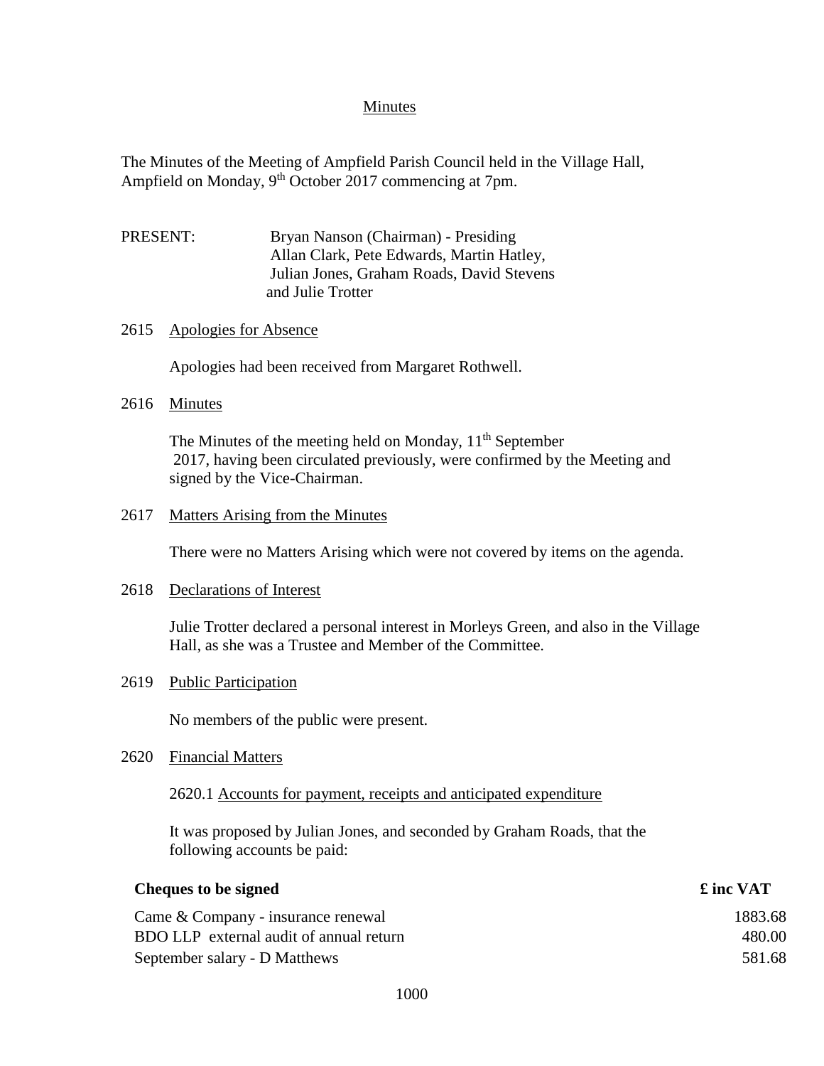# Minutes

The Minutes of the Meeting of Ampfield Parish Council held in the Village Hall, Ampfield on Monday, 9th October 2017 commencing at 7pm.

PRESENT: Bryan Nanson (Chairman) - Presiding
Allan Clark, Pete Edwards, Martin Hatley,
Julian Jones, Graham Roads, David Stevens
and Julie Trotter

## 2615 Apologies for Absence

Apologies had been received from Margaret Rothwell.

## 2616 Minutes

The Minutes of the meeting held on Monday, 11th September 2017, having been circulated previously, were confirmed by the Meeting and signed by the Vice-Chairman.

## 2617 Matters Arising from the Minutes

There were no Matters Arising which were not covered by items on the agenda.

## 2618 Declarations of Interest

Julie Trotter declared a personal interest in Morleys Green, and also in the Village Hall, as she was a Trustee and Member of the Committee.

## 2619 Public Participation

No members of the public were present.

## 2620 Financial Matters

### 2620.1 Accounts for payment, receipts and anticipated expenditure

It was proposed by Julian Jones, and seconded by Graham Roads, that the following accounts be paid:

| **Cheques to be signed** | **£ inc VAT** |
|---|---|
| Came & Company - insurance renewal | 1883.68 |
| BDO LLP external audit of annual return | 480.00 |
| September salary - D Matthews | 581.68 |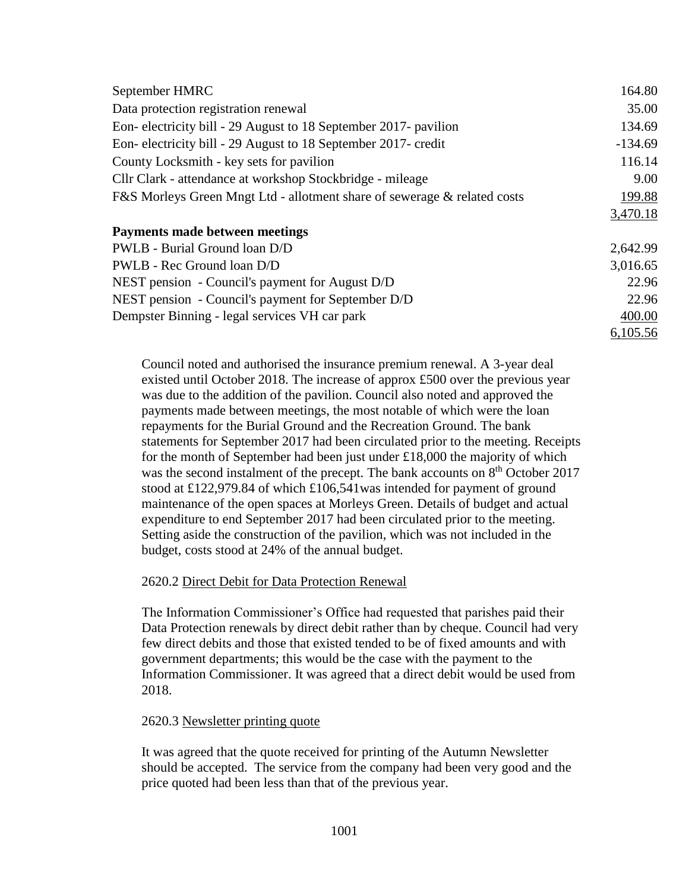| | |
|---|---:|
| September HMRC | 164.80 |
| Data protection registration renewal | 35.00 |
| Eon- electricity bill - 29 August to 18 September 2017- pavilion | 134.69 |
| Eon- electricity bill - 29 August to 18 September 2017- credit | -134.69 |
| County Locksmith - key sets for pavilion | 116.14 |
| Cllr Clark - attendance at workshop Stockbridge - mileage | 9.00 |
| F&S Morleys Green Mngt Ltd - allotment share of sewerage & related costs | 199.88 |
| | 3,470.18 |
| **Payments made between meetings** | |
| PWLB - Burial Ground loan D/D | 2,642.99 |
| PWLB - Rec Ground loan D/D | 3,016.65 |
| NEST pension - Council's payment for August D/D | 22.96 |
| NEST pension - Council's payment for September D/D | 22.96 |
| Dempster Binning - legal services VH car park | 400.00 |
| | 6,105.56 |

Council noted and authorised the insurance premium renewal. A 3-year deal existed until October 2018. The increase of approx £500 over the previous year was due to the addition of the pavilion. Council also noted and approved the payments made between meetings, the most notable of which were the loan repayments for the Burial Ground and the Recreation Ground. The bank statements for September 2017 had been circulated prior to the meeting. Receipts for the month of September had been just under £18,000 the majority of which was the second instalment of the precept. The bank accounts on 8th October 2017 stood at £122,979.84 of which £106,541was intended for payment of ground maintenance of the open spaces at Morleys Green. Details of budget and actual expenditure to end September 2017 had been circulated prior to the meeting. Setting aside the construction of the pavilion, which was not included in the budget, costs stood at 24% of the annual budget.

2620.2 Direct Debit for Data Protection Renewal

The Information Commissioner's Office had requested that parishes paid their Data Protection renewals by direct debit rather than by cheque. Council had very few direct debits and those that existed tended to be of fixed amounts and with government departments; this would be the case with the payment to the Information Commissioner. It was agreed that a direct debit would be used from 2018.

2620.3 Newsletter printing quote

It was agreed that the quote received for printing of the Autumn Newsletter should be accepted. The service from the company had been very good and the price quoted had been less than that of the previous year.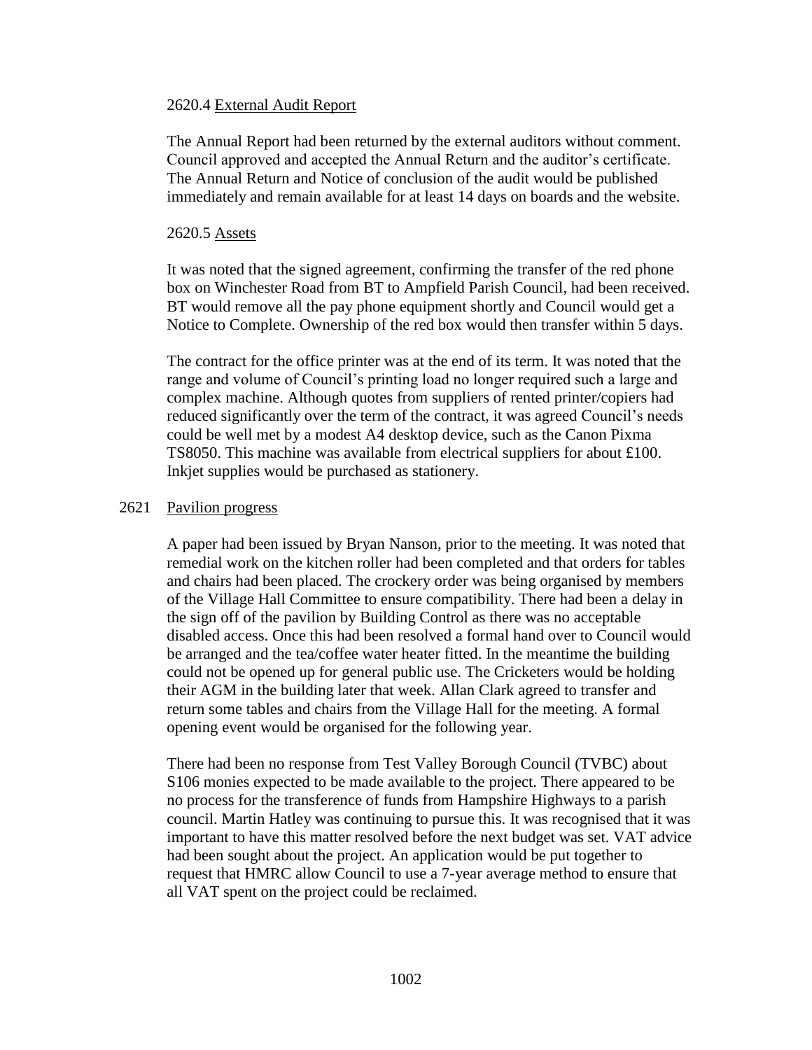2620.4 External Audit Report

The Annual Report had been returned by the external auditors without comment. Council approved and accepted the Annual Return and the auditor's certificate. The Annual Return and Notice of conclusion of the audit would be published immediately and remain available for at least 14 days on boards and the website.

2620.5 Assets

It was noted that the signed agreement, confirming the transfer of the red phone box on Winchester Road from BT to Ampfield Parish Council, had been received. BT would remove all the pay phone equipment shortly and Council would get a Notice to Complete. Ownership of the red box would then transfer within 5 days.

The contract for the office printer was at the end of its term. It was noted that the range and volume of Council's printing load no longer required such a large and complex machine. Although quotes from suppliers of rented printer/copiers had reduced significantly over the term of the contract, it was agreed Council's needs could be well met by a modest A4 desktop device, such as the Canon Pixma TS8050. This machine was available from electrical suppliers for about £100. Inkjet supplies would be purchased as stationery.

2621 Pavilion progress

A paper had been issued by Bryan Nanson, prior to the meeting. It was noted that remedial work on the kitchen roller had been completed and that orders for tables and chairs had been placed. The crockery order was being organised by members of the Village Hall Committee to ensure compatibility. There had been a delay in the sign off of the pavilion by Building Control as there was no acceptable disabled access. Once this had been resolved a formal hand over to Council would be arranged and the tea/coffee water heater fitted. In the meantime the building could not be opened up for general public use. The Cricketers would be holding their AGM in the building later that week. Allan Clark agreed to transfer and return some tables and chairs from the Village Hall for the meeting. A formal opening event would be organised for the following year.

There had been no response from Test Valley Borough Council (TVBC) about S106 monies expected to be made available to the project. There appeared to be no process for the transference of funds from Hampshire Highways to a parish council. Martin Hatley was continuing to pursue this. It was recognised that it was important to have this matter resolved before the next budget was set. VAT advice had been sought about the project. An application would be put together to request that HMRC allow Council to use a 7-year average method to ensure that all VAT spent on the project could be reclaimed.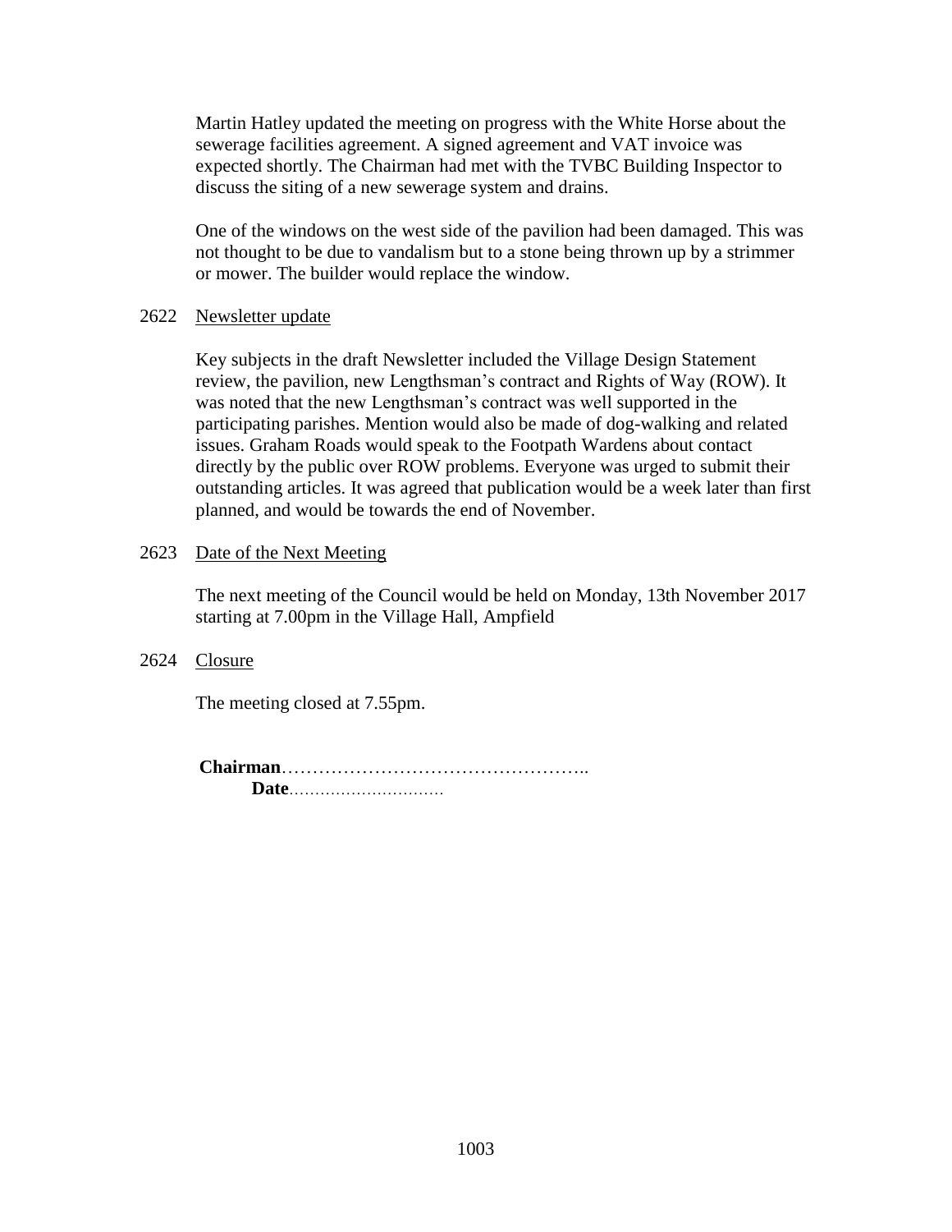Martin Hatley updated the meeting on progress with the White Horse about the sewerage facilities agreement. A signed agreement and VAT invoice was expected shortly. The Chairman had met with the TVBC Building Inspector to discuss the siting of a new sewerage system and drains.

One of the windows on the west side of the pavilion had been damaged. This was not thought to be due to vandalism but to a stone being thrown up by a strimmer or mower. The builder would replace the window.

2622 <u>Newsletter update</u>

Key subjects in the draft Newsletter included the Village Design Statement review, the pavilion, new Lengthsman's contract and Rights of Way (ROW). It was noted that the new Lengthsman's contract was well supported in the participating parishes. Mention would also be made of dog-walking and related issues. Graham Roads would speak to the Footpath Wardens about contact directly by the public over ROW problems. Everyone was urged to submit their outstanding articles. It was agreed that publication would be a week later than first planned, and would be towards the end of November.

2623 <u>Date of the Next Meeting</u>

The next meeting of the Council would be held on Monday, 13th November 2017 starting at 7.00pm in the Village Hall, Ampfield

2624 <u>Closure</u>

The meeting closed at 7.55pm.

**Chairman**…………………………………………..
**Date**…………………………